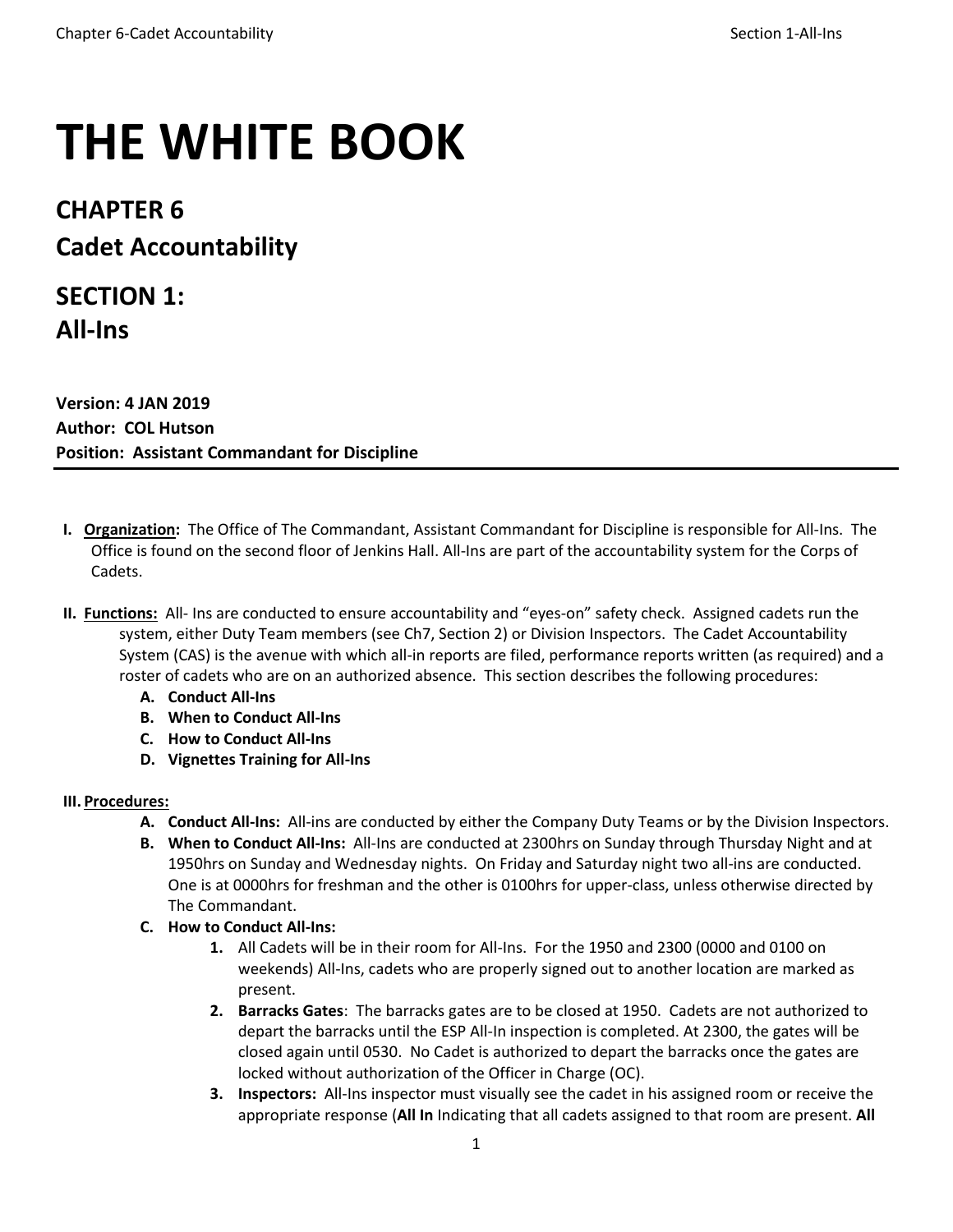# THE WHITE BOOK

## CHAPTER 6
## Cadet Accountability

## SECTION 1:
## All-Ins

**Version: 4 JAN 2019**
**Author: COL Hutson**
**Position: Assistant Commandant for Discipline**

---

**I. Organization:** The Office of The Commandant, Assistant Commandant for Discipline is responsible for All-Ins. The Office is found on the second floor of Jenkins Hall. All-Ins are part of the accountability system for the Corps of Cadets.

**II. Functions:** All- Ins are conducted to ensure accountability and "eyes-on" safety check. Assigned cadets run the system, either Duty Team members (see Ch7, Section 2) or Division Inspectors. The Cadet Accountability System (CAS) is the avenue with which all-in reports are filed, performance reports written (as required) and a roster of cadets who are on an authorized absence. This section describes the following procedures:

- **A. Conduct All-Ins**
- **B. When to Conduct All-Ins**
- **C. How to Conduct All-Ins**
- **D. Vignettes Training for All-Ins**

**III. Procedures:**

- **A. Conduct All-Ins:** All-ins are conducted by either the Company Duty Teams or by the Division Inspectors.
- **B. When to Conduct All-Ins:** All-Ins are conducted at 2300hrs on Sunday through Thursday Night and at 1950hrs on Sunday and Wednesday nights. On Friday and Saturday night two all-ins are conducted. One is at 0000hrs for freshman and the other is 0100hrs for upper-class, unless otherwise directed by The Commandant.
- **C. How to Conduct All-Ins:**
  1. All Cadets will be in their room for All-Ins. For the 1950 and 2300 (0000 and 0100 on weekends) All-Ins, cadets who are properly signed out to another location are marked as present.
  2. **Barracks Gates**: The barracks gates are to be closed at 1950. Cadets are not authorized to depart the barracks until the ESP All-In inspection is completed. At 2300, the gates will be closed again until 0530. No Cadet is authorized to depart the barracks once the gates are locked without authorization of the Officer in Charge (OC).
  3. **Inspectors:** All-Ins inspector must visually see the cadet in his assigned room or receive the appropriate response (**All In** Indicating that all cadets assigned to that room are present. **All**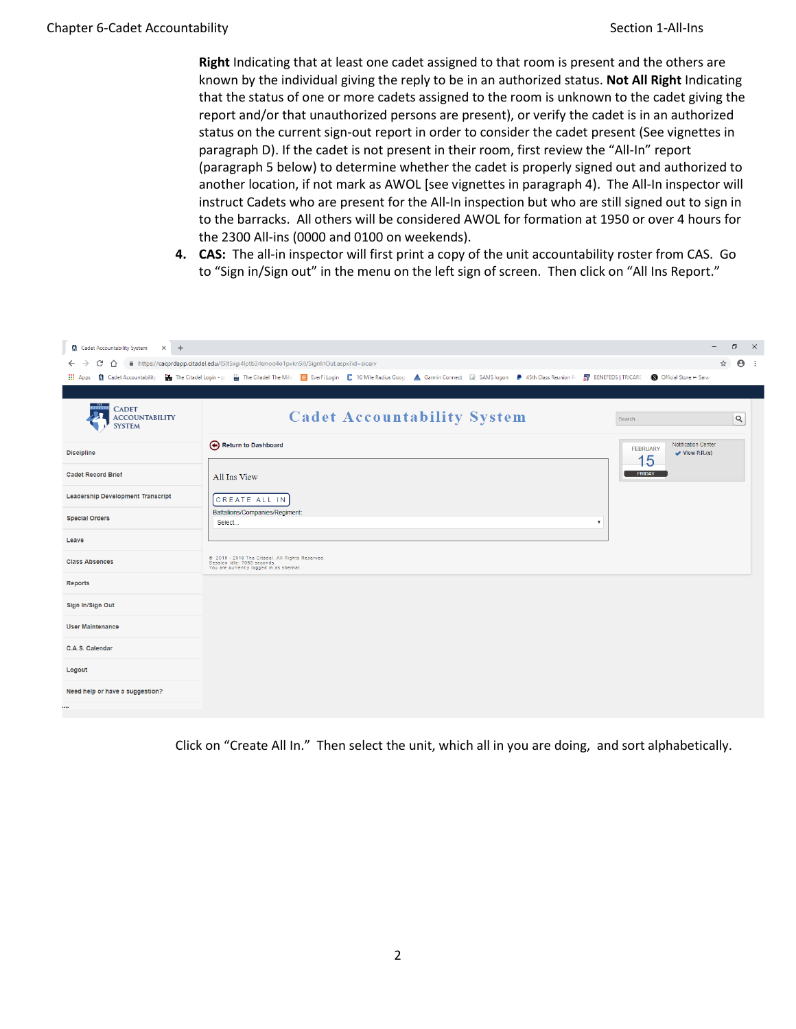**Right** Indicating that at least one cadet assigned to that room is present and the others are known by the individual giving the reply to be in an authorized status. **Not All Right** Indicating that the status of one or more cadets assigned to the room is unknown to the cadet giving the report and/or that unauthorized persons are present), or verify the cadet is in an authorized status on the current sign-out report in order to consider the cadet present (See vignettes in paragraph D). If the cadet is not present in their room, first review the "All-In" report (paragraph 5 below) to determine whether the cadet is properly signed out and authorized to another location, if not mark as AWOL [see vignettes in paragraph 4). The All-In inspector will instruct Cadets who are present for the All-In inspection but who are still signed out to sign in to the barracks. All others will be considered AWOL for formation at 1950 or over 4 hours for the 2300 All-ins (0000 and 0100 on weekends).

4. **CAS:** The all-in inspector will first print a copy of the unit accountability roster from CAS. Go to "Sign in/Sign out" in the menu on the left sign of screen. Then click on "All Ins Report."

Click on "Create All In." Then select the unit, which all in you are doing, and sort alphabetically.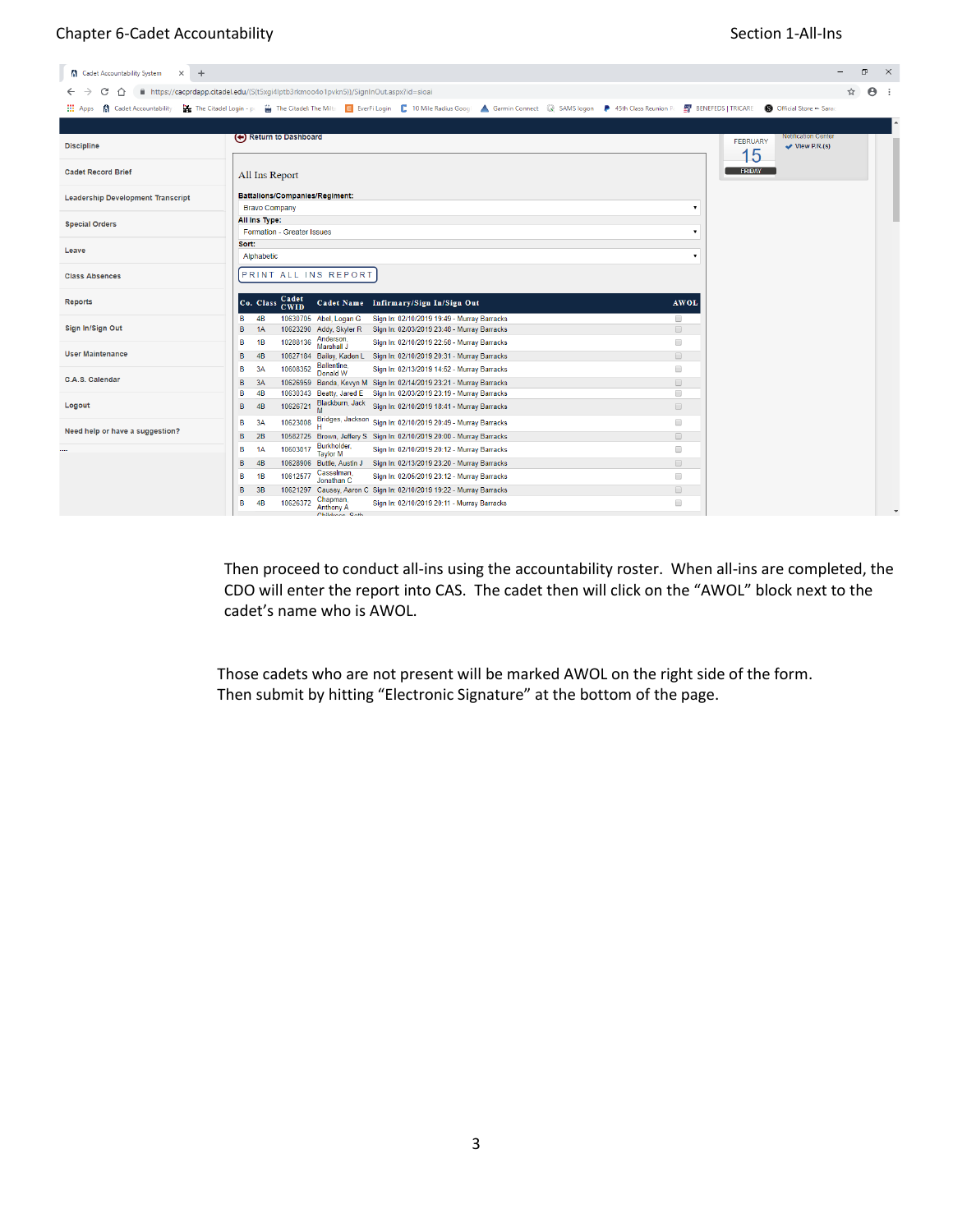Discipline

Cadet Record Brief

Leadership Development Transcript

Special Orders

Leave

Class Absences

Reports

Sign In/Sign Out

User Maintenance

C.A.S. Calendar

Logout

Need help or have a suggestion?

Return to Dashboard

FEBRUARY 15 FRIDAY

Notification Center

View P.R.(s)

All Ins Report

Battalions/Companies/Regiment:

Bravo Company

All Ins Type:

Formation - Greater Issues

Sort:

Alphabetic

PRINT ALL INS REPORT

| Co. | Class | Cadet CWID | Cadet Name | Infirmary/Sign In/Sign Out | AWOL |
|---|---|---|---|---|---|
| B | 4B | 10630705 | Abel, Logan G | Sign In: 02/10/2019 19:49 - Murray Barracks | |
| B | 1A | 10623290 | Addy, Skyler R | Sign In: 02/03/2019 23:48 - Murray Barracks | |
| B | 1B | 10288136 | Anderson, Marshall J | Sign In: 02/10/2019 22:58 - Murray Barracks | |
| B | 4B | 10627184 | Bailey, Kaden L | Sign In: 02/10/2019 20:31 - Murray Barracks | |
| B | 3A | 10608352 | Ballentine, Donald W | Sign In: 02/13/2019 14:52 - Murray Barracks | |
| B | 3A | 10626959 | Banda, Kevyn M | Sign In: 02/14/2019 23:21 - Murray Barracks | |
| B | 4B | 10630343 | Beatty, Jared E | Sign In: 02/03/2019 23:19 - Murray Barracks | |
| B | 4B | 10626721 | Blackburn, Jack M | Sign In: 02/10/2019 18:41 - Murray Barracks | |
| B | 3A | 10623008 | Bridges, Jackson H | Sign In: 02/10/2019 20:49 - Murray Barracks | |
| B | 2B | 10582725 | Brown, Jeffery S | Sign In: 02/10/2019 20:00 - Murray Barracks | |
| B | 1A | 10603017 | Burkholder, Taylor M | Sign In: 02/10/2019 20:12 - Murray Barracks | |
| B | 4B | 10628906 | Buttle, Austin J | Sign In: 02/13/2019 23:20 - Murray Barracks | |
| B | 1B | 10612577 | Casselman, Jonathan C | Sign In: 02/06/2019 23:12 - Murray Barracks | |
| B | 3B | 10621297 | Causey, Aaron C | Sign In: 02/10/2019 19:22 - Murray Barracks | |
| B | 4B | 10626372 | Chapman, Anthony A | Sign In: 02/10/2019 20:11 - Murray Barracks | |

Then proceed to conduct all-ins using the accountability roster. When all-ins are completed, the CDO will enter the report into CAS. The cadet then will click on the "AWOL" block next to the cadet's name who is AWOL.

Those cadets who are not present will be marked AWOL on the right side of the form. Then submit by hitting "Electronic Signature" at the bottom of the page.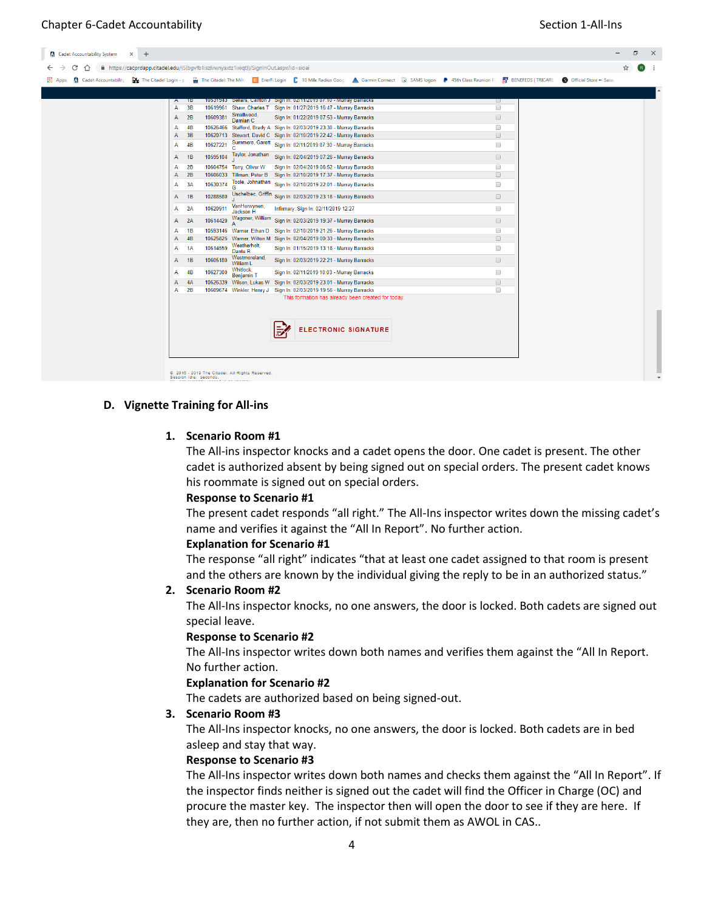| | | | | | |
|---|---|---|---|---|---|
| A | 1B | 10531943 | Sellars, Canton J | Sign In: 02/11/2019 07:10 - Murray Barracks | |
| A | 3B | 10619961 | Shaw, Charles T | Sign In: 01/27/2019 16:47 - Murray Barracks | |
| A | 2B | 10609381 | Smallwood, Damian C | Sign In: 01/22/2019 07:53 - Murray Barracks | |
| A | 4B | 10626466 | Stafford, Brady A | Sign In: 02/03/2019 23:30 - Murray Barracks | |
| A | 3B | 10620713 | Stewart, David C | Sign In: 02/10/2019 22:42 - Murray Barracks | |
| A | 4B | 10627221 | Summers, Garett C | Sign In: 02/11/2019 07:30 - Murray Barracks | |
| A | 1B | 10595104 | Taylor, Jonathan J | Sign In: 02/04/2019 07:26 - Murray Barracks | |
| A | 2B | 10604754 | Terry, Oliver W | Sign In: 02/04/2019 06:52 - Murray Barracks | |
| A | 2B | 10606033 | Tillman, Peter B | Sign In: 02/10/2019 17:37 - Murray Barracks | |
| A | 3A | 10630374 | Toole, Johnathen G | Sign In: 02/10/2019 22:01 - Murray Barracks | |
| A | 1B | 10288580 | Uschelbec, Griffin J | Sign In: 02/03/2019 23:18 - Murray Barracks | |
| A | 2A | 10620911 | VanHerwynen, Jackson H | Infirmary: Sign In: 02/11/2019 12:27 | |
| A | 2A | 10614420 | Wagoner, William A | Sign In: 02/03/2019 19:37 - Murray Barracks | |
| A | 1B | 10593146 | Warner, Ethan D | Sign In: 02/10/2019 21:26 - Murray Barracks | |
| A | 4B | 10625825 | Warner, Wilton M | Sign In: 02/04/2019 00:33 - Murray Barracks | |
| A | 1A | 10614559 | Weatherholt, Dante R | Sign In: 01/15/2019 13:18 - Murray Barracks | |
| A | 1B | 10605180 | Westmoreland, William L | Sign In: 02/03/2019 22:21 - Murray Barracks | |
| A | 4B | 10627300 | Whitlock, Benjamin T | Sign In: 02/11/2019 10:03 - Murray Barracks | |
| A | 4A | 10626339 | Wilson, Lukas W | Sign In: 02/03/2019 23:01 - Murray Barracks | |
| A | 2B | 10609674 | Winkler, Henry J | Sign In: 02/03/2019 19:56 - Murray Barracks | |

This formation has already been created for today.

ELECTRONIC SIGNATURE

© 2016 - 2019 The Citadel. All Rights Reserved.
Session Idle: seconds.

## D. Vignette Training for All-ins

1. **Scenario Room #1**
   The All-ins inspector knocks and a cadet opens the door. One cadet is present. The other cadet is authorized absent by being signed out on special orders. The present cadet knows his roommate is signed out on special orders.
   **Response to Scenario #1**
   The present cadet responds "all right." The All-Ins inspector writes down the missing cadet's name and verifies it against the "All In Report". No further action.
   **Explanation for Scenario #1**
   The response "all right" indicates "that at least one cadet assigned to that room is present and the others are known by the individual giving the reply to be in an authorized status."
2. **Scenario Room #2**
   The All-Ins inspector knocks, no one answers, the door is locked. Both cadets are signed out special leave.
   **Response to Scenario #2**
   The All-Ins inspector writes down both names and verifies them against the "All In Report. No further action.
   **Explanation for Scenario #2**
   The cadets are authorized based on being signed-out.
3. **Scenario Room #3**
   The All-Ins inspector knocks, no one answers, the door is locked. Both cadets are in bed asleep and stay that way.
   **Response to Scenario #3**
   The All-Ins inspector writes down both names and checks them against the "All In Report". If the inspector finds neither is signed out the cadet will find the Officer in Charge (OC) and procure the master key. The inspector then will open the door to see if they are here. If they are, then no further action, if not submit them as AWOL in CAS..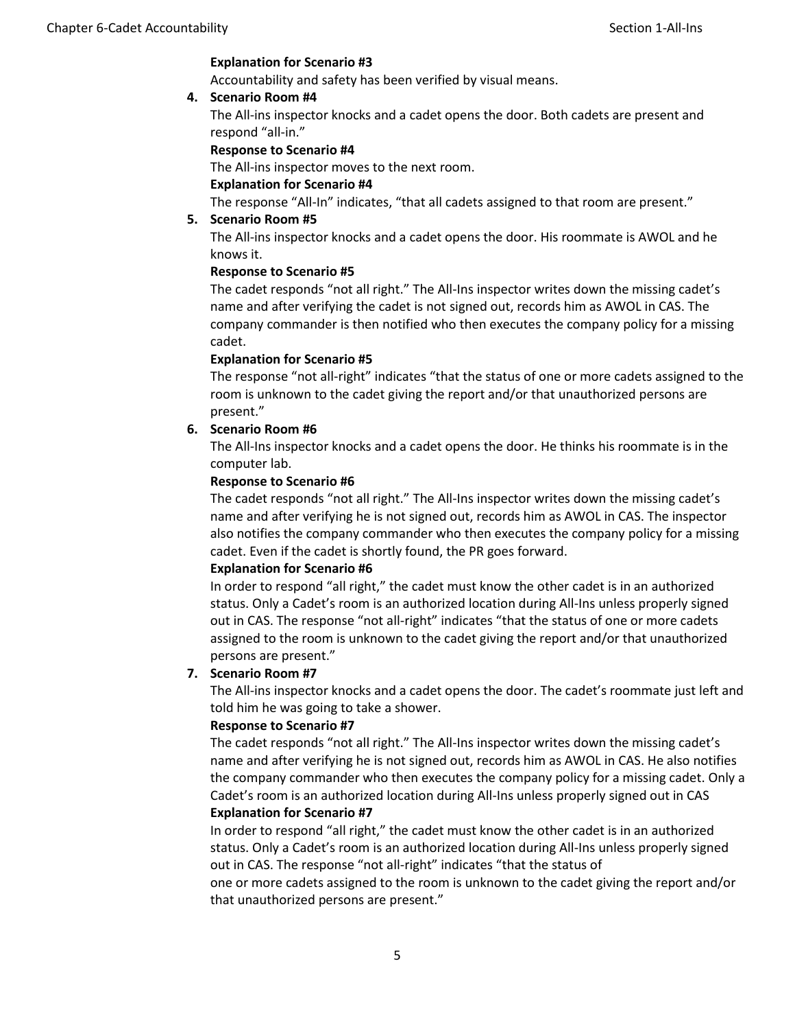**Explanation for Scenario #3**

Accountability and safety has been verified by visual means.

4. **Scenario Room #4**

   The All-ins inspector knocks and a cadet opens the door. Both cadets are present and respond "all-in."

   **Response to Scenario #4**

   The All-ins inspector moves to the next room.

   **Explanation for Scenario #4**

   The response "All-In" indicates, "that all cadets assigned to that room are present."

5. **Scenario Room #5**

   The All-ins inspector knocks and a cadet opens the door. His roommate is AWOL and he knows it.

   **Response to Scenario #5**

   The cadet responds "not all right." The All-Ins inspector writes down the missing cadet's name and after verifying the cadet is not signed out, records him as AWOL in CAS. The company commander is then notified who then executes the company policy for a missing cadet.

   **Explanation for Scenario #5**

   The response "not all-right" indicates "that the status of one or more cadets assigned to the room is unknown to the cadet giving the report and/or that unauthorized persons are present."

6. **Scenario Room #6**

   The All-Ins inspector knocks and a cadet opens the door. He thinks his roommate is in the computer lab.

   **Response to Scenario #6**

   The cadet responds "not all right." The All-Ins inspector writes down the missing cadet's name and after verifying he is not signed out, records him as AWOL in CAS. The inspector also notifies the company commander who then executes the company policy for a missing cadet. Even if the cadet is shortly found, the PR goes forward.

   **Explanation for Scenario #6**

   In order to respond "all right," the cadet must know the other cadet is in an authorized status. Only a Cadet's room is an authorized location during All-Ins unless properly signed out in CAS. The response "not all-right" indicates "that the status of one or more cadets assigned to the room is unknown to the cadet giving the report and/or that unauthorized persons are present."

7. **Scenario Room #7**

   The All-ins inspector knocks and a cadet opens the door. The cadet's roommate just left and told him he was going to take a shower.

   **Response to Scenario #7**

   The cadet responds "not all right." The All-Ins inspector writes down the missing cadet's name and after verifying he is not signed out, records him as AWOL in CAS. He also notifies the company commander who then executes the company policy for a missing cadet. Only a Cadet's room is an authorized location during All-Ins unless properly signed out in CAS

   **Explanation for Scenario #7**

   In order to respond "all right," the cadet must know the other cadet is in an authorized status. Only a Cadet's room is an authorized location during All-Ins unless properly signed out in CAS. The response "not all-right" indicates "that the status of one or more cadets assigned to the room is unknown to the cadet giving the report and/or that unauthorized persons are present."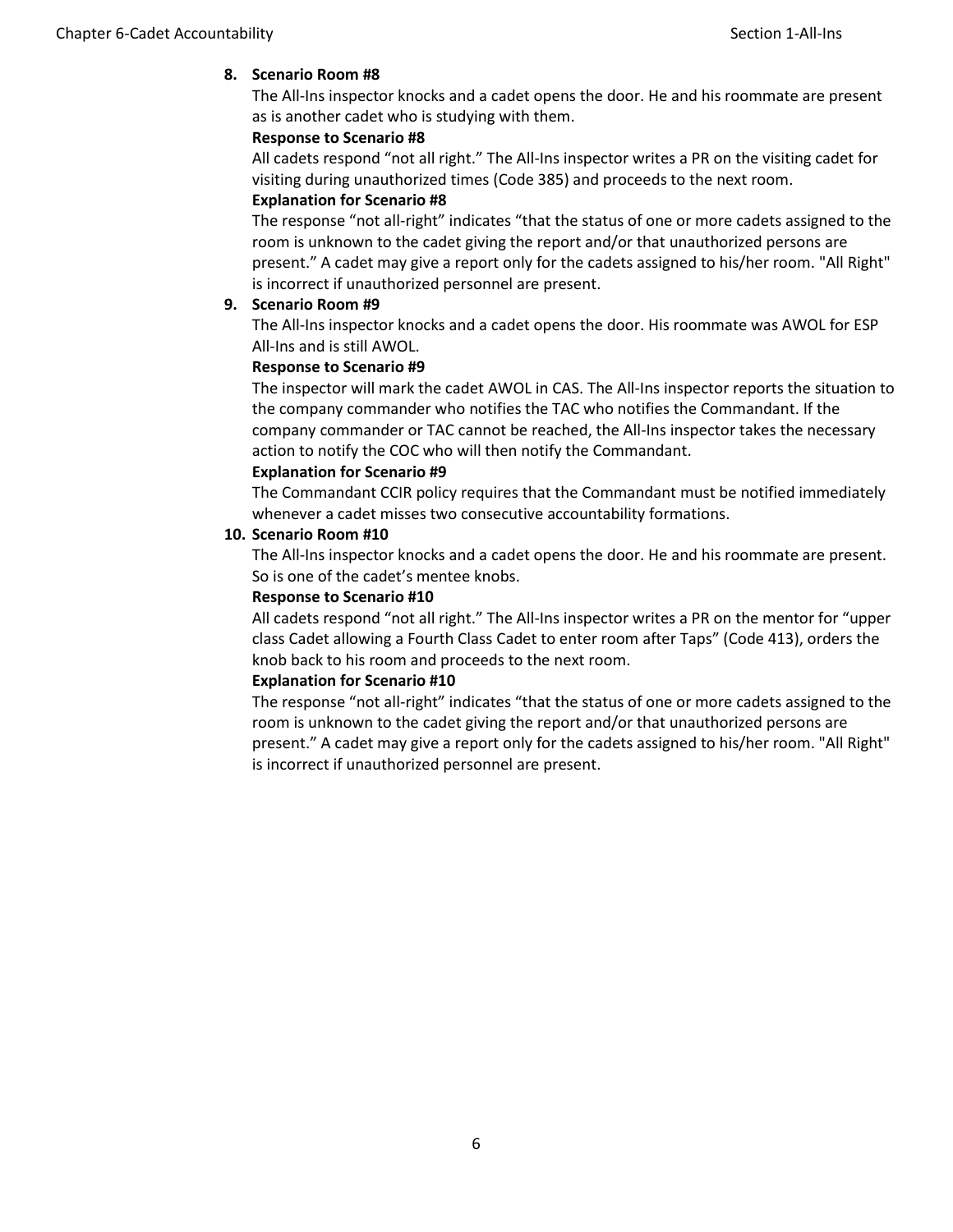8. **Scenario Room #8**

   The All-Ins inspector knocks and a cadet opens the door. He and his roommate are present as is another cadet who is studying with them.

   **Response to Scenario #8**

   All cadets respond "not all right." The All-Ins inspector writes a PR on the visiting cadet for visiting during unauthorized times (Code 385) and proceeds to the next room.

   **Explanation for Scenario #8**

   The response "not all-right" indicates "that the status of one or more cadets assigned to the room is unknown to the cadet giving the report and/or that unauthorized persons are present." A cadet may give a report only for the cadets assigned to his/her room. "All Right" is incorrect if unauthorized personnel are present.

9. **Scenario Room #9**

   The All-Ins inspector knocks and a cadet opens the door. His roommate was AWOL for ESP All-Ins and is still AWOL.

   **Response to Scenario #9**

   The inspector will mark the cadet AWOL in CAS. The All-Ins inspector reports the situation to the company commander who notifies the TAC who notifies the Commandant. If the company commander or TAC cannot be reached, the All-Ins inspector takes the necessary action to notify the COC who will then notify the Commandant.

   **Explanation for Scenario #9**

   The Commandant CCIR policy requires that the Commandant must be notified immediately whenever a cadet misses two consecutive accountability formations.

10. **Scenario Room #10**

    The All-Ins inspector knocks and a cadet opens the door. He and his roommate are present. So is one of the cadet's mentee knobs.

    **Response to Scenario #10**

    All cadets respond "not all right." The All-Ins inspector writes a PR on the mentor for "upper class Cadet allowing a Fourth Class Cadet to enter room after Taps" (Code 413), orders the knob back to his room and proceeds to the next room.

    **Explanation for Scenario #10**

    The response "not all-right" indicates "that the status of one or more cadets assigned to the room is unknown to the cadet giving the report and/or that unauthorized persons are present." A cadet may give a report only for the cadets assigned to his/her room. "All Right" is incorrect if unauthorized personnel are present.